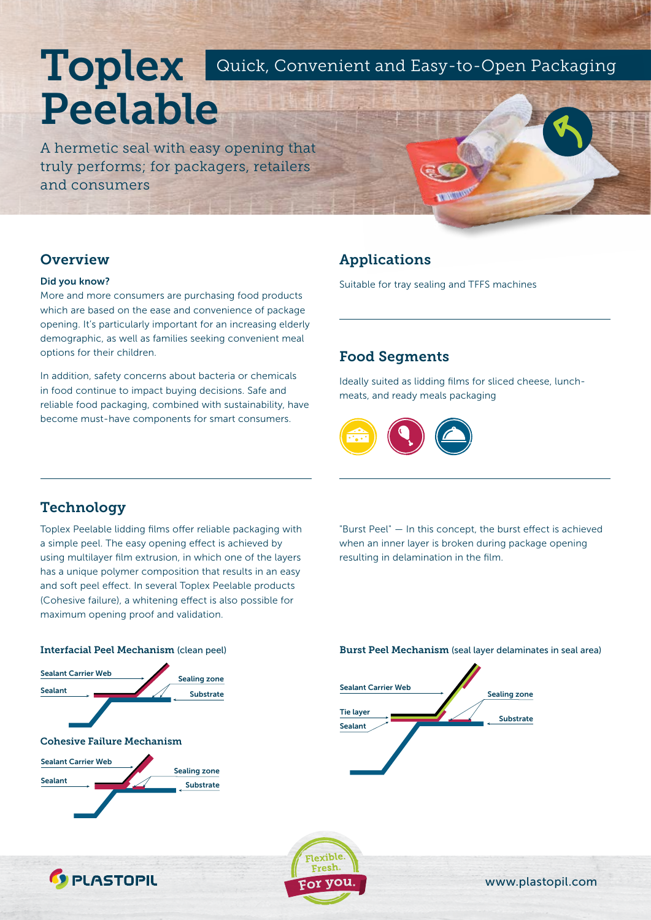# Toplex Peelable

## Quick, Convenient and Easy-to-Open Packaging

A hermetic seal with easy opening that truly performs; for packagers, retailers and consumers

## Overview

**Did you know?**

More and more consumers are purchasing food products which are based on the ease and convenience of package opening. It's particularly important for an increasing elderly demographic, as well as families seeking convenient meal options for their children.

In addition, safety concerns about bacteria or chemicals in food continue to impact buying decisions. Safe and reliable food packaging, combined with sustainability, have become must-have components for smart consumers.

## Applications

Suitable for tray sealing and TFFS machines

## Food Segments

Ideally suited as lidding films for sliced cheese, lunch-meats, and ready meals packaging

## Technology

Toplex Peelable lidding films offer reliable packaging with a simple peel. The easy opening effect is achieved by using multilayer film extrusion, in which one of the layers has a unique polymer composition that results in an easy and soft peel effect. In several Toplex Peelable products (Cohesive failure), a whitening effect is also possible for maximum opening proof and validation.

"Burst Peel" — In this concept, the burst effect is achieved when an inner layer is broken during package opening resulting in delamination in the film.

**Interfacial Peel Mechanism** (clean peel)

Sealant Carrier Web, Sealant, Sealing zone, Substrate

**Cohesive Failure Mechanism**

Sealant Carrier Web, Sealant, Sealing zone, Substrate

**Burst Peel Mechanism** (seal layer delaminates in seal area)

Sealant Carrier Web, Tie layer, Sealant, Sealing zone, Substrate

PLASTOPIL

Flexible. Fresh. For you.

www.plastopil.com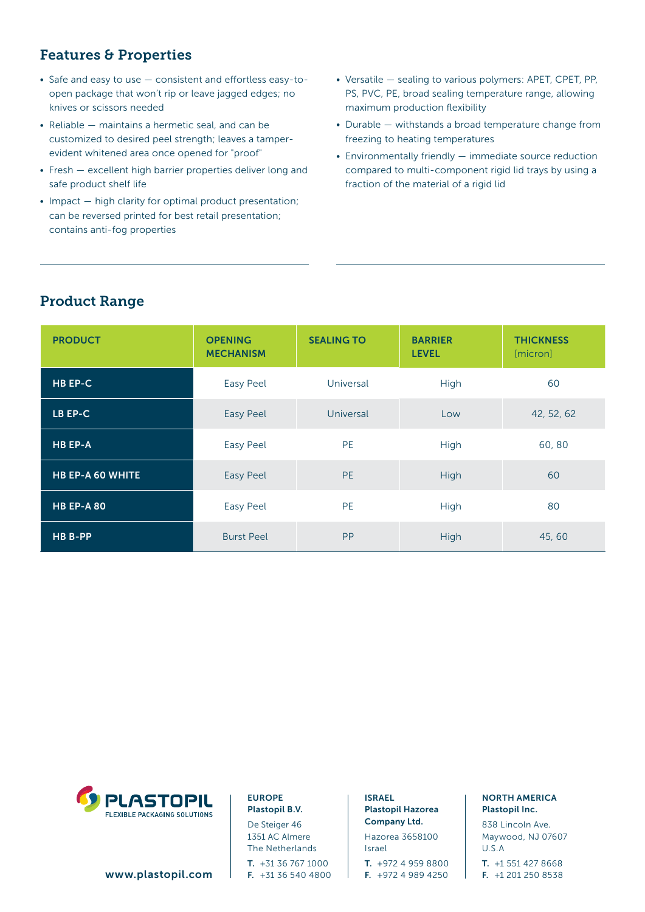## Features & Properties

- Safe and easy to use — consistent and effortless easy-to-open package that won't rip or leave jagged edges; no knives or scissors needed
- Reliable — maintains a hermetic seal, and can be customized to desired peel strength; leaves a tamper-evident whitened area once opened for "proof"
- Fresh — excellent high barrier properties deliver long and safe product shelf life
- Impact — high clarity for optimal product presentation; can be reversed printed for best retail presentation; contains anti-fog properties
- Versatile — sealing to various polymers: APET, CPET, PP, PS, PVC, PE, broad sealing temperature range, allowing maximum production flexibility
- Durable — withstands a broad temperature change from freezing to heating temperatures
- Environmentally friendly — immediate source reduction compared to multi-component rigid lid trays by using a fraction of the material of a rigid lid

## Product Range

| PRODUCT | OPENING MECHANISM | SEALING TO | BARRIER LEVEL | THICKNESS [micron] |
|---|---|---|---|---|
| HB EP-C | Easy Peel | Universal | High | 60 |
| LB EP-C | Easy Peel | Universal | Low | 42, 52, 62 |
| HB EP-A | Easy Peel | PE | High | 60, 80 |
| HB EP-A 60 WHITE | Easy Peel | PE | High | 60 |
| HB EP-A 80 | Easy Peel | PE | High | 80 |
| HB B-PP | Burst Peel | PP | High | 45, 60 |

PLASTOPIL
FLEXIBLE PACKAGING SOLUTIONS

www.plastopil.com

**EUROPE**
**Plastopil B.V.**
De Steiger 46
1351 AC Almere
The Netherlands
**T.** +31 36 767 1000
**F.** +31 36 540 4800

**ISRAEL**
**Plastopil Hazorea Company Ltd.**
Hazorea 3658100
Israel
**T.** +972 4 959 8800
**F.** +972 4 989 4250

**NORTH AMERICA**
**Plastopil Inc.**
838 Lincoln Ave.
Maywood, NJ 07607
U.S.A
**T.** +1 551 427 8668
**F.** +1 201 250 8538